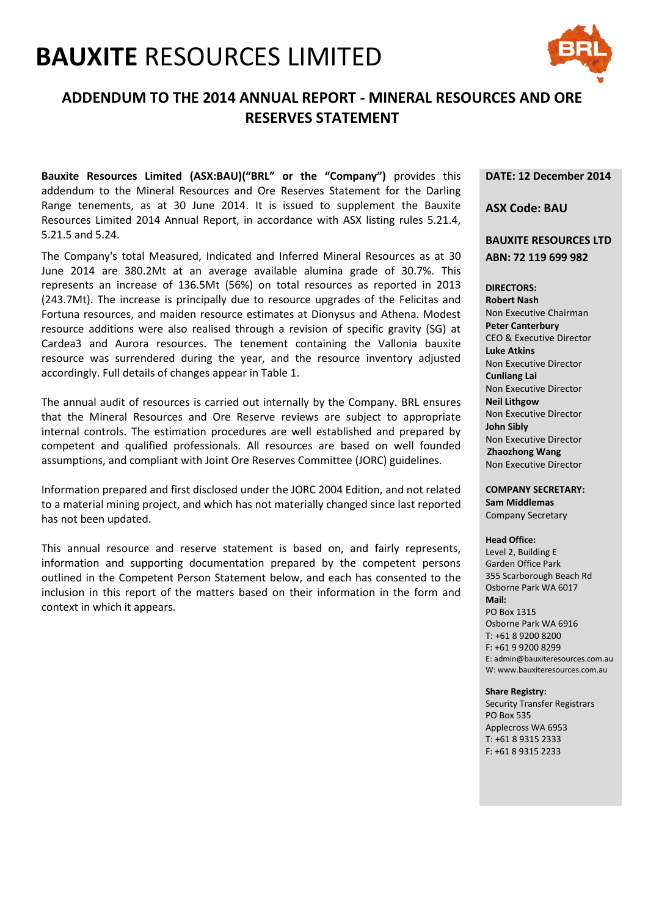# **BAUXITE** RESOURCES LIMITED

## ADDENDUM TO THE 2014 ANNUAL REPORT - MINERAL RESOURCES AND ORE RESERVES STATEMENT

**Bauxite Resources Limited (ASX:BAU)("BRL" or the "Company")** provides this addendum to the Mineral Resources and Ore Reserves Statement for the Darling Range tenements, as at 30 June 2014. It is issued to supplement the Bauxite Resources Limited 2014 Annual Report, in accordance with ASX listing rules 5.21.4, 5.21.5 and 5.24.

The Company's total Measured, Indicated and Inferred Mineral Resources as at 30 June 2014 are 380.2Mt at an average available alumina grade of 30.7%. This represents an increase of 136.5Mt (56%) on total resources as reported in 2013 (243.7Mt). The increase is principally due to resource upgrades of the Felicitas and Fortuna resources, and maiden resource estimates at Dionysus and Athena. Modest resource additions were also realised through a revision of specific gravity (SG) at Cardea3 and Aurora resources. The tenement containing the Vallonia bauxite resource was surrendered during the year, and the resource inventory adjusted accordingly. Full details of changes appear in Table 1.

The annual audit of resources is carried out internally by the Company. BRL ensures that the Mineral Resources and Ore Reserve reviews are subject to appropriate internal controls. The estimation procedures are well established and prepared by competent and qualified professionals. All resources are based on well founded assumptions, and compliant with Joint Ore Reserves Committee (JORC) guidelines.

Information prepared and first disclosed under the JORC 2004 Edition, and not related to a material mining project, and which has not materially changed since last reported has not been updated.

This annual resource and reserve statement is based on, and fairly represents, information and supporting documentation prepared by the competent persons outlined in the Competent Person Statement below, and each has consented to the inclusion in this report of the matters based on their information in the form and context in which it appears.

**DATE: 12 December 2014**

**ASX Code: BAU**

**BAUXITE RESOURCES LTD**
**ABN: 72 119 699 982**

**DIRECTORS:**
**Robert Nash**
Non Executive Chairman
**Peter Canterbury**
CEO & Executive Director
**Luke Atkins**
Non Executive Director
**Cunliang Lai**
Non Executive Director
**Neil Lithgow**
Non Executive Director
**John Sibly**
Non Executive Director
**Zhaozhong Wang**
Non Executive Director

**COMPANY SECRETARY:**
**Sam Middlemas**
Company Secretary

**Head Office:**
Level 2, Building E
Garden Office Park
355 Scarborough Beach Rd
Osborne Park WA 6017
**Mail:**
PO Box 1315
Osborne Park WA 6916
T: +61 8 9200 8200
F: +61 9 9200 8299
E: admin@bauxiteresources.com.au
W: www.bauxiteresources.com.au

**Share Registry:**
Security Transfer Registrars
PO Box 535
Applecross WA 6953
T: +61 8 9315 2333
F: +61 8 9315 2233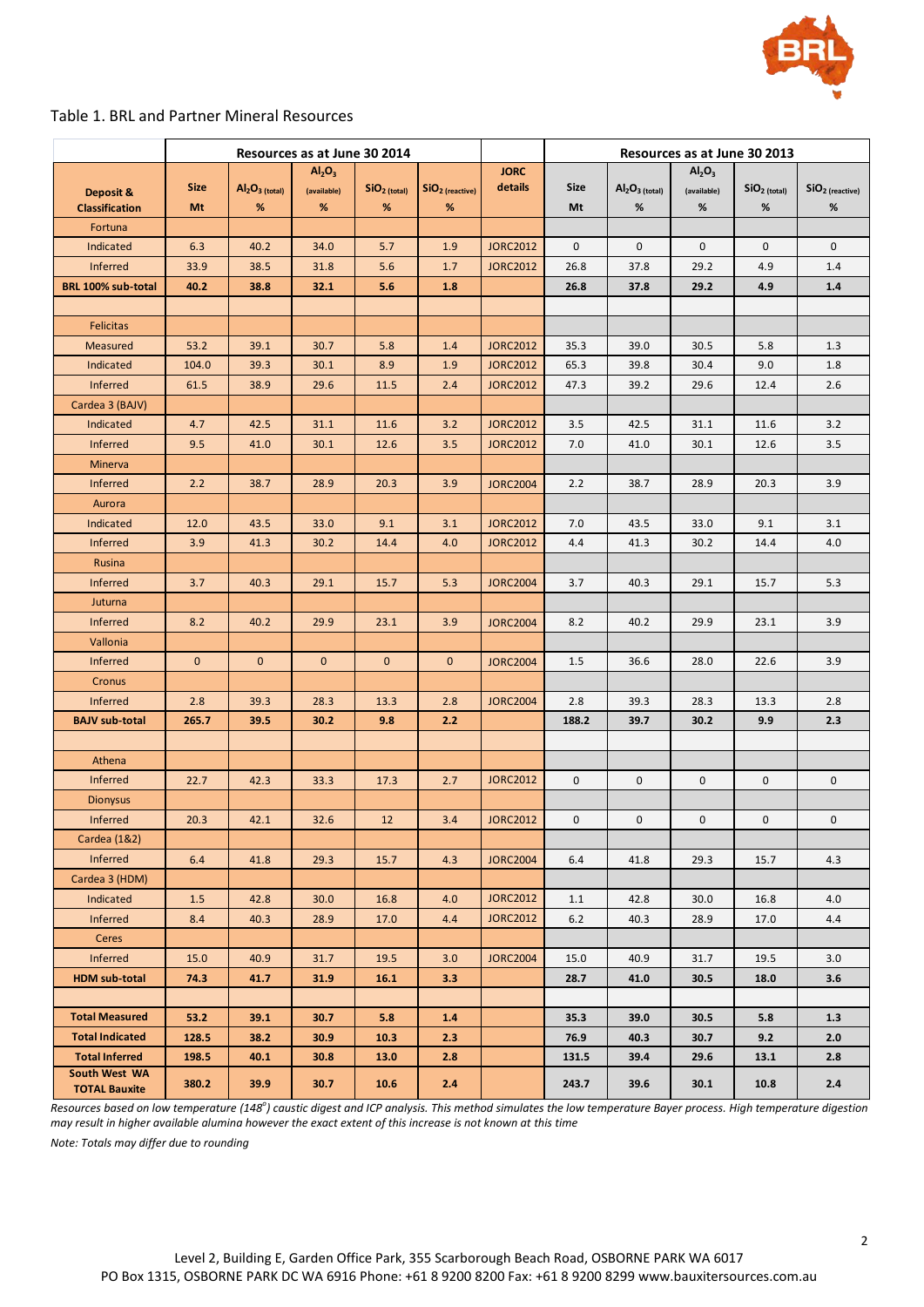Table 1. BRL and Partner Mineral Resources

| | Resources as at June 30 2014 | | | | | | Resources as at June 30 2013 | | | | |
|---|---|---|---|---|---|---|---|---|---|---|---|
| Deposit & Classification | Size Mt | $Al_2O_3$ (total) % | $Al_2O_3$ (available) % | $SiO_2$ (total) % | $SiO_2$ (reactive) % | JORC details | Size Mt | $Al_2O_3$ (total) % | $Al_2O_3$ (available) % | $SiO_2$ (total) % | $SiO_2$ (reactive) % |
| Fortuna | | | | | | | | | | | |
| Indicated | 6.3 | 40.2 | 34.0 | 5.7 | 1.9 | JORC2012 | 0 | 0 | 0 | 0 | 0 |
| Inferred | 33.9 | 38.5 | 31.8 | 5.6 | 1.7 | JORC2012 | 26.8 | 37.8 | 29.2 | 4.9 | 1.4 |
| **BRL 100% sub-total** | **40.2** | **38.8** | **32.1** | **5.6** | **1.8** | | **26.8** | **37.8** | **29.2** | **4.9** | **1.4** |
| | | | | | | | | | | | |
| Felicitas | | | | | | | | | | | |
| Measured | 53.2 | 39.1 | 30.7 | 5.8 | 1.4 | JORC2012 | 35.3 | 39.0 | 30.5 | 5.8 | 1.3 |
| Indicated | 104.0 | 39.3 | 30.1 | 8.9 | 1.9 | JORC2012 | 65.3 | 39.8 | 30.4 | 9.0 | 1.8 |
| Inferred | 61.5 | 38.9 | 29.6 | 11.5 | 2.4 | JORC2012 | 47.3 | 39.2 | 29.6 | 12.4 | 2.6 |
| Cardea 3 (BAJV) | | | | | | | | | | | |
| Indicated | 4.7 | 42.5 | 31.1 | 11.6 | 3.2 | JORC2012 | 3.5 | 42.5 | 31.1 | 11.6 | 3.2 |
| Inferred | 9.5 | 41.0 | 30.1 | 12.6 | 3.5 | JORC2012 | 7.0 | 41.0 | 30.1 | 12.6 | 3.5 |
| Minerva | | | | | | | | | | | |
| Inferred | 2.2 | 38.7 | 28.9 | 20.3 | 3.9 | JORC2004 | 2.2 | 38.7 | 28.9 | 20.3 | 3.9 |
| Aurora | | | | | | | | | | | |
| Indicated | 12.0 | 43.5 | 33.0 | 9.1 | 3.1 | JORC2012 | 7.0 | 43.5 | 33.0 | 9.1 | 3.1 |
| Inferred | 3.9 | 41.3 | 30.2 | 14.4 | 4.0 | JORC2012 | 4.4 | 41.3 | 30.2 | 14.4 | 4.0 |
| Rusina | | | | | | | | | | | |
| Inferred | 3.7 | 40.3 | 29.1 | 15.7 | 5.3 | JORC2004 | 3.7 | 40.3 | 29.1 | 15.7 | 5.3 |
| Juturna | | | | | | | | | | | |
| Inferred | 8.2 | 40.2 | 29.9 | 23.1 | 3.9 | JORC2004 | 8.2 | 40.2 | 29.9 | 23.1 | 3.9 |
| Vallonia | | | | | | | | | | | |
| Inferred | 0 | 0 | 0 | 0 | 0 | JORC2004 | 1.5 | 36.6 | 28.0 | 22.6 | 3.9 |
| Cronus | | | | | | | | | | | |
| Inferred | 2.8 | 39.3 | 28.3 | 13.3 | 2.8 | JORC2004 | 2.8 | 39.3 | 28.3 | 13.3 | 2.8 |
| **BAJV sub-total** | **265.7** | **39.5** | **30.2** | **9.8** | **2.2** | | **188.2** | **39.7** | **30.2** | **9.9** | **2.3** |
| | | | | | | | | | | | |
| Athena | | | | | | | | | | | |
| Inferred | 22.7 | 42.3 | 33.3 | 17.3 | 2.7 | JORC2012 | 0 | 0 | 0 | 0 | 0 |
| Dionysus | | | | | | | | | | | |
| Inferred | 20.3 | 42.1 | 32.6 | 12 | 3.4 | JORC2012 | 0 | 0 | 0 | 0 | 0 |
| Cardea (1&2) | | | | | | | | | | | |
| Inferred | 6.4 | 41.8 | 29.3 | 15.7 | 4.3 | JORC2004 | 6.4 | 41.8 | 29.3 | 15.7 | 4.3 |
| Cardea 3 (HDM) | | | | | | | | | | | |
| Indicated | 1.5 | 42.8 | 30.0 | 16.8 | 4.0 | JORC2012 | 1.1 | 42.8 | 30.0 | 16.8 | 4.0 |
| Inferred | 8.4 | 40.3 | 28.9 | 17.0 | 4.4 | JORC2012 | 6.2 | 40.3 | 28.9 | 17.0 | 4.4 |
| Ceres | | | | | | | | | | | |
| Inferred | 15.0 | 40.9 | 31.7 | 19.5 | 3.0 | JORC2004 | 15.0 | 40.9 | 31.7 | 19.5 | 3.0 |
| **HDM sub-total** | **74.3** | **41.7** | **31.9** | **16.1** | **3.3** | | **28.7** | **41.0** | **30.5** | **18.0** | **3.6** |
| | | | | | | | | | | | |
| **Total Measured** | **53.2** | **39.1** | **30.7** | **5.8** | **1.4** | | **35.3** | **39.0** | **30.5** | **5.8** | **1.3** |
| **Total Indicated** | **128.5** | **38.2** | **30.9** | **10.3** | **2.3** | | **76.9** | **40.3** | **30.7** | **9.2** | **2.0** |
| **Total Inferred** | **198.5** | **40.1** | **30.8** | **13.0** | **2.8** | | **131.5** | **39.4** | **29.6** | **13.1** | **2.8** |
| **South West WA TOTAL Bauxite** | **380.2** | **39.9** | **30.7** | **10.6** | **2.4** | | **243.7** | **39.6** | **30.1** | **10.8** | **2.4** |

*Resources based on low temperature (148°) caustic digest and ICP analysis. This method simulates the low temperature Bayer process. High temperature digestion may result in higher available alumina however the exact extent of this increase is not known at this time*

*Note: Totals may differ due to rounding*

Level 2, Building E, Garden Office Park, 355 Scarborough Beach Road, OSBORNE PARK WA 6017
PO Box 1315, OSBORNE PARK DC WA 6916 Phone: +61 8 9200 8200 Fax: +61 8 9200 8299 www.bauxitersources.com.au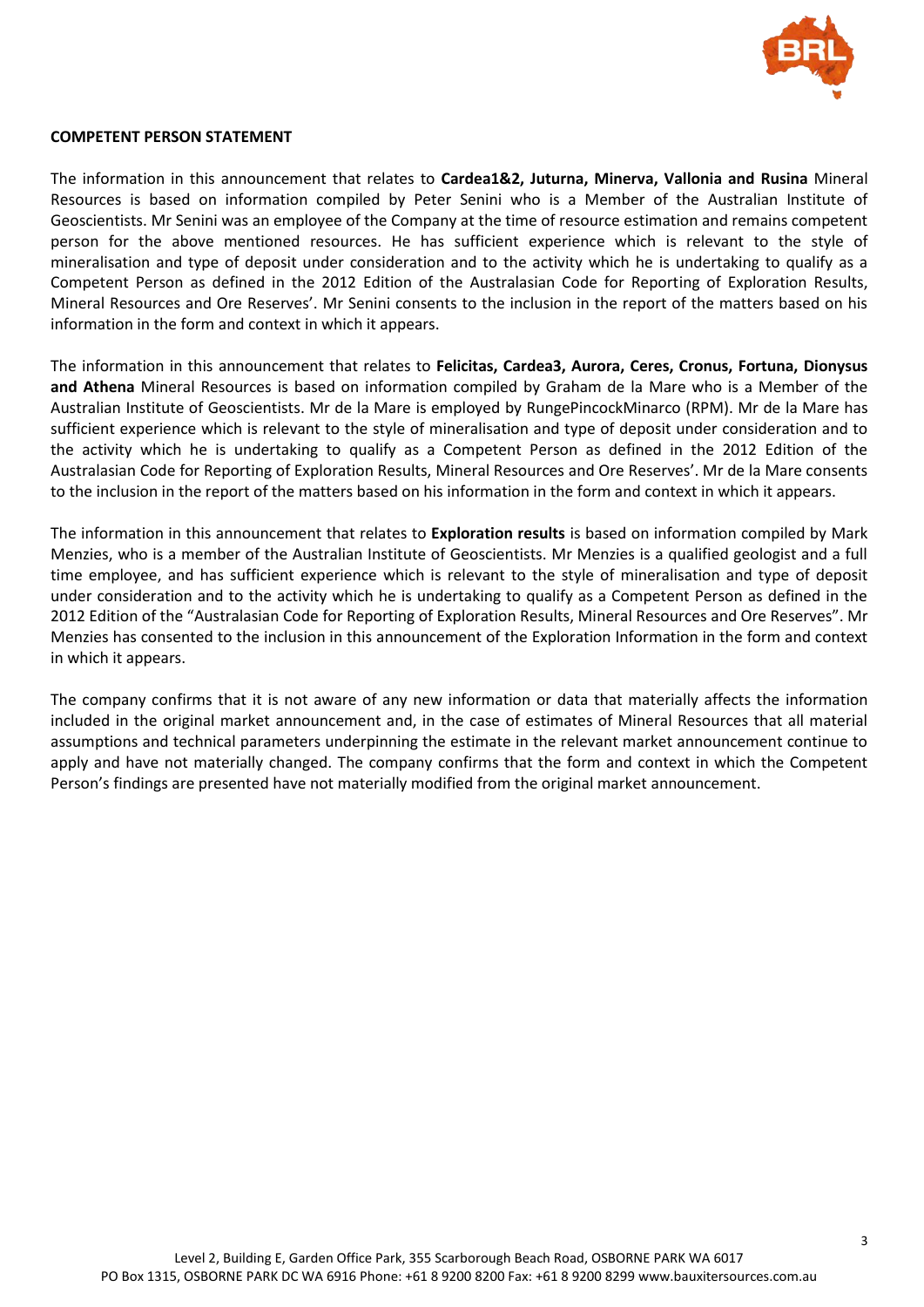**COMPETENT PERSON STATEMENT**

The information in this announcement that relates to **Cardea1&2, Juturna, Minerva, Vallonia and Rusina** Mineral Resources is based on information compiled by Peter Senini who is a Member of the Australian Institute of Geoscientists. Mr Senini was an employee of the Company at the time of resource estimation and remains competent person for the above mentioned resources. He has sufficient experience which is relevant to the style of mineralisation and type of deposit under consideration and to the activity which he is undertaking to qualify as a Competent Person as defined in the 2012 Edition of the Australasian Code for Reporting of Exploration Results, Mineral Resources and Ore Reserves'. Mr Senini consents to the inclusion in the report of the matters based on his information in the form and context in which it appears.

The information in this announcement that relates to **Felicitas, Cardea3, Aurora, Ceres, Cronus, Fortuna, Dionysus and Athena** Mineral Resources is based on information compiled by Graham de la Mare who is a Member of the Australian Institute of Geoscientists. Mr de la Mare is employed by RungePincockMinarco (RPM). Mr de la Mare has sufficient experience which is relevant to the style of mineralisation and type of deposit under consideration and to the activity which he is undertaking to qualify as a Competent Person as defined in the 2012 Edition of the Australasian Code for Reporting of Exploration Results, Mineral Resources and Ore Reserves'. Mr de la Mare consents to the inclusion in the report of the matters based on his information in the form and context in which it appears.

The information in this announcement that relates to **Exploration results** is based on information compiled by Mark Menzies, who is a member of the Australian Institute of Geoscientists. Mr Menzies is a qualified geologist and a full time employee, and has sufficient experience which is relevant to the style of mineralisation and type of deposit under consideration and to the activity which he is undertaking to qualify as a Competent Person as defined in the 2012 Edition of the "Australasian Code for Reporting of Exploration Results, Mineral Resources and Ore Reserves". Mr Menzies has consented to the inclusion in this announcement of the Exploration Information in the form and context in which it appears.

The company confirms that it is not aware of any new information or data that materially affects the information included in the original market announcement and, in the case of estimates of Mineral Resources that all material assumptions and technical parameters underpinning the estimate in the relevant market announcement continue to apply and have not materially changed. The company confirms that the form and context in which the Competent Person's findings are presented have not materially modified from the original market announcement.

Level 2, Building E, Garden Office Park, 355 Scarborough Beach Road, OSBORNE PARK WA 6017
PO Box 1315, OSBORNE PARK DC WA 6916 Phone: +61 8 9200 8200 Fax: +61 8 9200 8299 www.bauxitersources.com.au